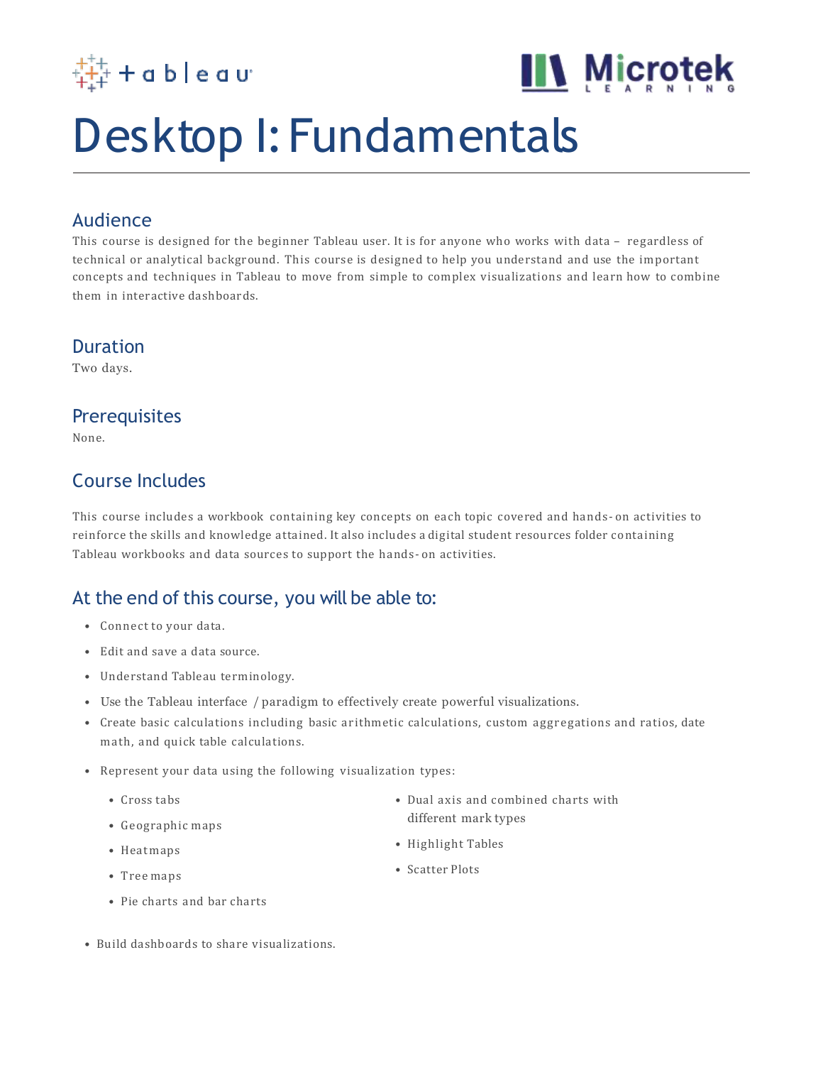# Desktop I: Fundamentals

## Audience

This course is designed for the beginner Tableau user. It is for anyone who works with data – regardless of technical or analytical background. This course is designed to help you understand and use the important concepts and techniques in Tableau to move from simple to complex visualizations and learn how to combine them in interactive dashboards.

## Duration

Two days.

## Prerequisites

None.

## Course Includes

This course includes a workbook containing key concepts on each topic covered and hands-on activities to reinforce the skills and knowledge attained. It also includes a digital student resources folder containing Tableau workbooks and data sources to support the hands-on activities.

## At the end of this course, you will be able to:

- Connect to your data.
- Edit and save a data source.
- Understand Tableau terminology.
- Use the Tableau interface / paradigm to effectively create powerful visualizations.
- Create basic calculations including basic arithmetic calculations, custom aggregations and ratios, date math, and quick table calculations.
- Represent your data using the following visualization types:
  - Cross tabs
  - Geographic maps
  - Heatmaps
  - Tree maps
  - Pie charts and bar charts
  - Dual axis and combined charts with different mark types
  - Highlight Tables
  - Scatter Plots
- Build dashboards to share visualizations.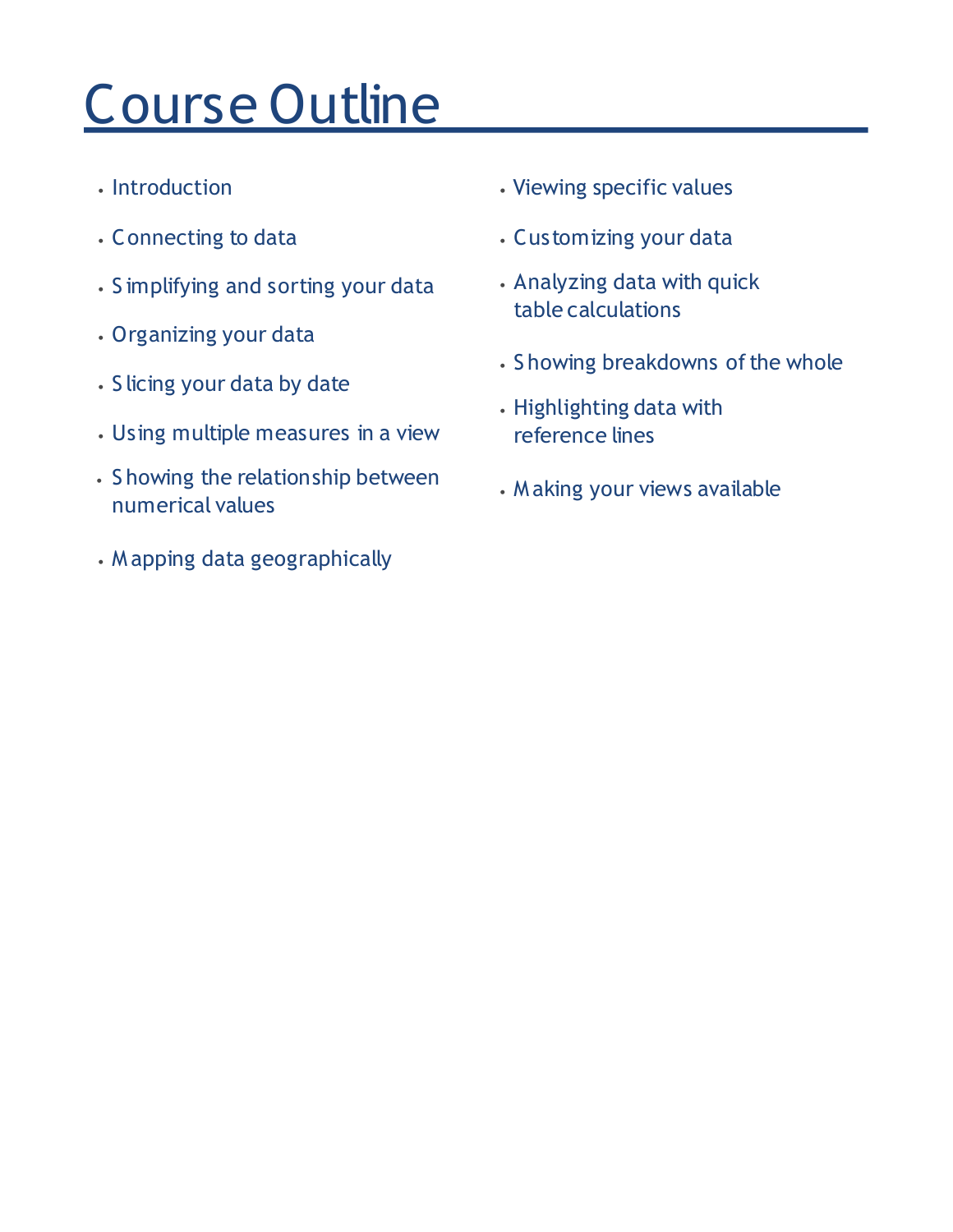# Course Outline

- Introduction
- Connecting to data
- Simplifying and sorting your data
- Organizing your data
- Slicing your data by date
- Using multiple measures in a view
- Showing the relationship between numerical values
- Mapping data geographically
- Viewing specific values
- Customizing your data
- Analyzing data with quick table calculations
- Showing breakdowns of the whole
- Highlighting data with reference lines
- Making your views available